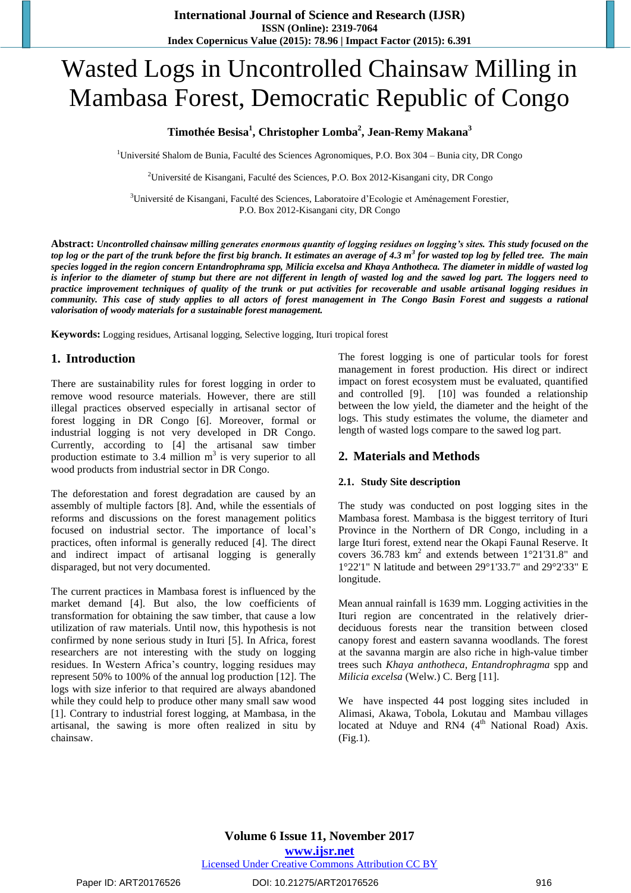# Wasted Logs in Uncontrolled Chainsaw Milling in Mambasa Forest, Democratic Republic of Congo

**Timothée Besisa[1], Christopher Lomba[2], Jean-Remy Makana[3]**

[1]Université Shalom de Bunia, Faculté des Sciences Agronomiques, P.O. Box 304 – Bunia city, DR Congo

[2]Université de Kisangani, Faculté des Sciences, P.O. Box 2012-Kisangani city, DR Congo

[3]Université de Kisangani, Faculté des Sciences, Laboratoire d'Ecologie et Aménagement Forestier, P.O. Box 2012-Kisangani city, DR Congo

**Abstract:** ***Uncontrolled chainsaw milling generates enormous quantity of logging residues on logging's sites. This study focused on the top log or the part of the trunk before the first big branch. It estimates an average of 4.3 m$^3$ for wasted top log by felled tree. The main species logged in the region concern Entandrophrama spp, Milicia excelsa and Khaya Anthotheca. The diameter in middle of wasted log is inferior to the diameter of stump but there are not different in length of wasted log and the sawed log part. The loggers need to practice improvement techniques of quality of the trunk or put activities for recoverable and usable artisanal logging residues in community. This case of study applies to all actors of forest management in The Congo Basin Forest and suggests a rational valorisation of woody materials for a sustainable forest management.***

**Keywords:** Logging residues, Artisanal logging, Selective logging, Ituri tropical forest

## 1. Introduction

There are sustainability rules for forest logging in order to remove wood resource materials. However, there are still illegal practices observed especially in artisanal sector of forest logging in DR Congo [6]. Moreover, formal or industrial logging is not very developed in DR Congo. Currently, according to [4] the artisanal saw timber production estimate to 3.4 million m$^3$ is very superior to all wood products from industrial sector in DR Congo.

The deforestation and forest degradation are caused by an assembly of multiple factors [8]. And, while the essentials of reforms and discussions on the forest management politics focused on industrial sector. The importance of local's practices, often informal is generally reduced [4]. The direct and indirect impact of artisanal logging is generally disparaged, but not very documented.

The current practices in Mambasa forest is influenced by the market demand [4]. But also, the low coefficients of transformation for obtaining the saw timber, that cause a low utilization of raw materials. Until now, this hypothesis is not confirmed by none serious study in Ituri [5]. In Africa, forest researchers are not interesting with the study on logging residues. In Western Africa's country, logging residues may represent 50% to 100% of the annual log production [12]. The logs with size inferior to that required are always abandoned while they could help to produce other many small saw wood [1]. Contrary to industrial forest logging, at Mambasa, in the artisanal, the sawing is more often realized in situ by chainsaw.

The forest logging is one of particular tools for forest management in forest production. His direct or indirect impact on forest ecosystem must be evaluated, quantified and controlled [9]. [10] was founded a relationship between the low yield, the diameter and the height of the logs. This study estimates the volume, the diameter and length of wasted logs compare to the sawed log part.

## 2. Materials and Methods

### 2.1. Study Site description

The study was conducted on post logging sites in the Mambasa forest. Mambasa is the biggest territory of Ituri Province in the Northern of DR Congo, including in a large Ituri forest, extend near the Okapi Faunal Reserve. It covers 36.783 km$^2$ and extends between 1°21'31.8" and 1°22'1" N latitude and between 29°1'33.7" and 29°2'33" E longitude.

Mean annual rainfall is 1639 mm. Logging activities in the Ituri region are concentrated in the relatively drier-deciduous forests near the transition between closed canopy forest and eastern savanna woodlands. The forest at the savanna margin are also riche in high-value timber trees such *Khaya anthotheca*, *Entandrophragma* spp and *Milicia excelsa* (Welw.) C. Berg [11].

We have inspected 44 post logging sites included in Alimasi, Akawa, Tobola, Lokutau and Mambau villages located at Nduye and RN4 (4$^{th}$ National Road) Axis. (Fig.1).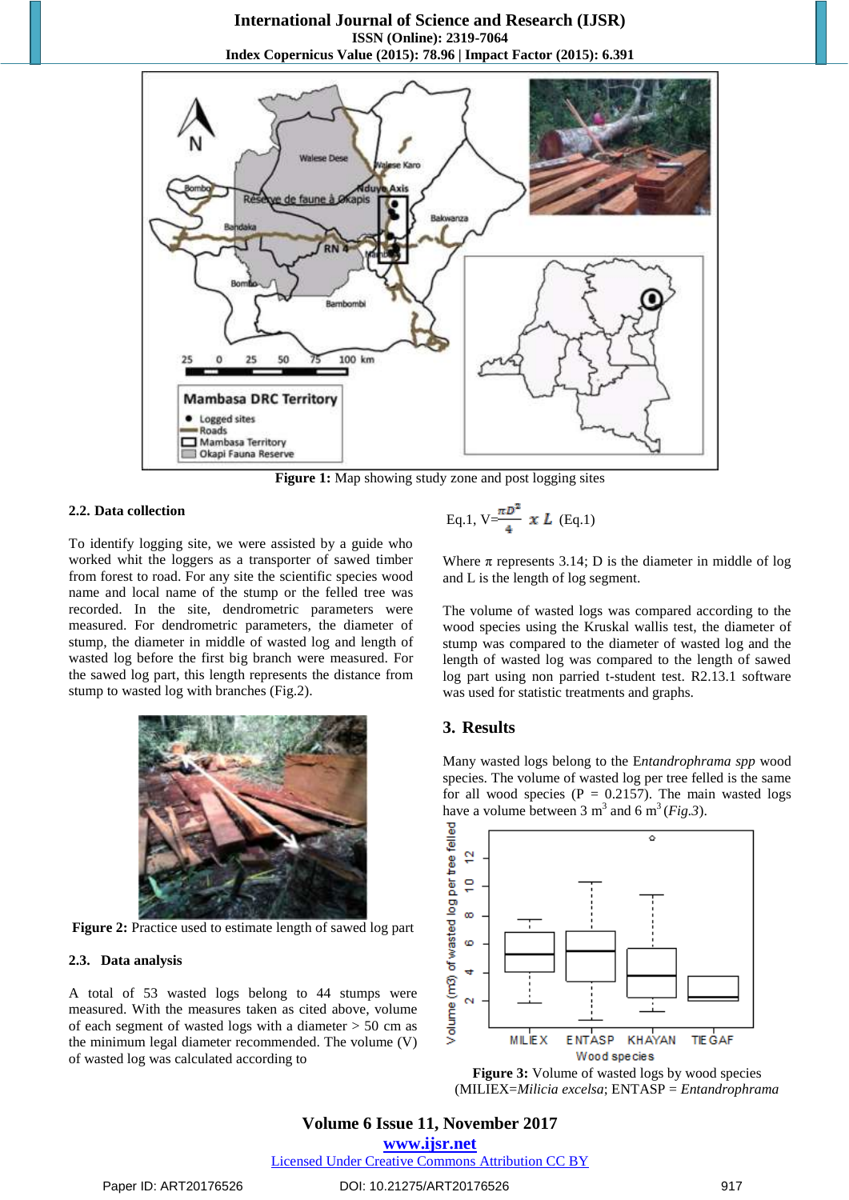Figure 1: Map showing study zone and post logging sites

### 2.2. Data collection

To identify logging site, we were assisted by a guide who worked whit the loggers as a transporter of sawed timber from forest to road. For any site the scientific species wood name and local name of the stump or the felled tree was recorded. In the site, dendrometric parameters were measured. For dendrometric parameters, the diameter of stump, the diameter in middle of wasted log and length of wasted log before the first big branch were measured. For the sawed log part, this length represents the distance from stump to wasted log with branches (Fig.2).

Figure 2: Practice used to estimate length of sawed log part

### 2.3. Data analysis

A total of 53 wasted logs belong to 44 stumps were measured. With the measures taken as cited above, volume of each segment of wasted logs with a diameter > 50 cm as the minimum legal diameter recommended. The volume (V) of wasted log was calculated according to

Eq.1, $V = \frac{\pi D^2}{4} \times L$ (Eq.1)

Where π represents 3.14; D is the diameter in middle of log and L is the length of log segment.

The volume of wasted logs was compared according to the wood species using the Kruskal wallis test, the diameter of stump was compared to the diameter of wasted log and the length of wasted log was compared to the length of sawed log part using non parried t-student test. R2.13.1 software was used for statistic treatments and graphs.

## 3. Results

Many wasted logs belong to the E*ntandrophrama spp* wood species. The volume of wasted log per tree felled is the same for all wood species (P = 0.2157). The main wasted logs have a volume between 3 $m^3$ and 6 $m^3$ (*Fig.3*).

Figure 3: Volume of wasted logs by wood species (MILIEX=*Milicia excelsa*; ENTASP = *Entandrophrama*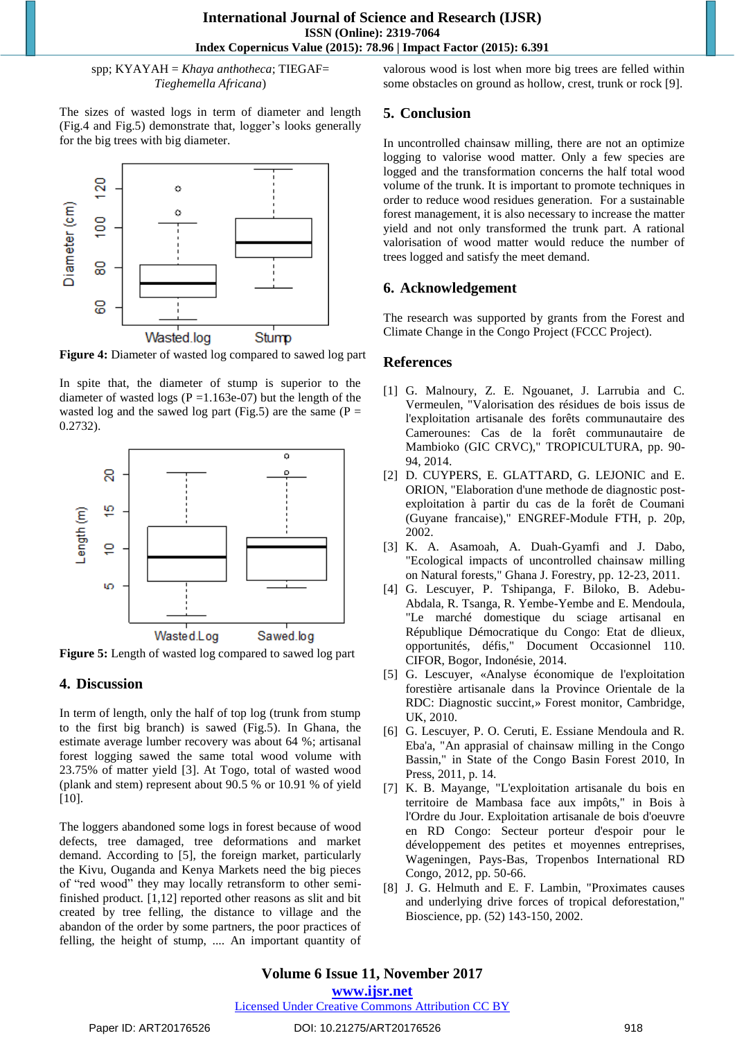spp; KYAYAH = *Khaya anthotheca*; TIEGAF= *Tieghemella Africana*)

The sizes of wasted logs in term of diameter and length (Fig.4 and Fig.5) demonstrate that, logger's looks generally for the big trees with big diameter.

**Figure 4:** Diameter of wasted log compared to sawed log part

In spite that, the diameter of stump is superior to the diameter of wasted logs (P =1.163e-07) but the length of the wasted log and the sawed log part (Fig.5) are the same (P = 0.2732).

**Figure 5:** Length of wasted log compared to sawed log part

## 4. Discussion

In term of length, only the half of top log (trunk from stump to the first big branch) is sawed (Fig.5). In Ghana, the estimate average lumber recovery was about 64 %; artisanal forest logging sawed the same total wood volume with 23.75% of matter yield [3]. At Togo, total of wasted wood (plank and stem) represent about 90.5 % or 10.91 % of yield [10].

The loggers abandoned some logs in forest because of wood defects, tree damaged, tree deformations and market demand. According to [5], the foreign market, particularly the Kivu, Ouganda and Kenya Markets need the big pieces of "red wood" they may locally retransform to other semi-finished product. [1,12] reported other reasons as slit and bit created by tree felling, the distance to village and the abandon of the order by some partners, the poor practices of felling, the height of stump, .... An important quantity of valorous wood is lost when more big trees are felled within some obstacles on ground as hollow, crest, trunk or rock [9].

## 5. Conclusion

In uncontrolled chainsaw milling, there are not an optimize logging to valorise wood matter. Only a few species are logged and the transformation concerns the half total wood volume of the trunk. It is important to promote techniques in order to reduce wood residues generation. For a sustainable forest management, it is also necessary to increase the matter yield and not only transformed the trunk part. A rational valorisation of wood matter would reduce the number of trees logged and satisfy the meet demand.

## 6. Acknowledgement

The research was supported by grants from the Forest and Climate Change in the Congo Project (FCCC Project).

## References

[1] G. Malnoury, Z. E. Ngouanet, J. Larrubia and C. Vermeulen, "Valorisation des résidues de bois issus de l'exploitation artisanale des forêts communautaire des Camerounes: Cas de la forêt communautaire de Mambioko (GIC CRVC)," TROPICULTURA, pp. 90-94, 2014.

[2] D. CUYPERS, E. GLATTARD, G. LEJONIC and E. ORION, "Elaboration d'une methode de diagnostic post-exploitation à partir du cas de la forêt de Coumani (Guyane francaise)," ENGREF-Module FTH, p. 20p, 2002.

[3] K. A. Asamoah, A. Duah-Gyamfi and J. Dabo, "Ecological impacts of uncontrolled chainsaw milling on Natural forests," Ghana J. Forestry, pp. 12-23, 2011.

[4] G. Lescuyer, P. Tshipanga, F. Biloko, B. Adebu-Abdala, R. Tsanga, R. Yembe-Yembe and E. Mendoula, "Le marché domestique du sciage artisanal en République Démocratique du Congo: Etat de dlieux, opportunités, défis," Document Occasionnel 110. CIFOR, Bogor, Indonésie, 2014.

[5] G. Lescuyer, «Analyse économique de l'exploitation forestière artisanale dans la Province Orientale de la RDC: Diagnostic succint,» Forest monitor, Cambridge, UK, 2010.

[6] G. Lescuyer, P. O. Ceruti, E. Essiane Mendoula and R. Eba'a, "An appraisal of chainsaw milling in the Congo Bassin," in State of the Congo Basin Forest 2010, In Press, 2011, p. 14.

[7] K. B. Mayange, "L'exploitation artisanale du bois en territoire de Mambasa face aux impôts," in Bois à l'Ordre du Jour. Exploitation artisanale de bois d'oeuvre en RD Congo: Secteur porteur d'espoir pour le développement des petites et moyennes entreprises, Wagengen, Pays-Bas, Tropenbos International RD Congo, 2012, pp. 50-66.

[8] J. G. Helmuth and E. F. Lambin, "Proximates causes and underlying drive forces of tropical deforestation," Bioscience, pp. (52) 143-150, 2002.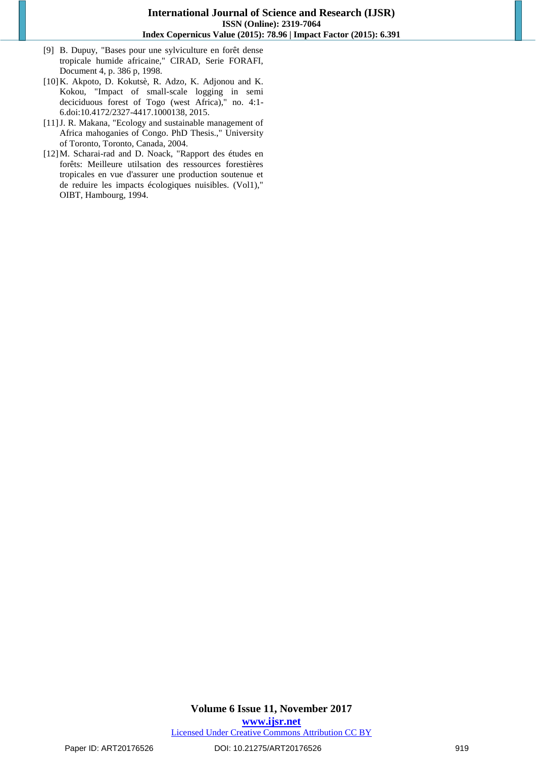[9] B. Dupuy, "Bases pour une sylviculture en forêt dense tropicale humide africaine," CIRAD, Serie FORAFI, Document 4, p. 386 p, 1998.

[10] K. Akpoto, D. Kokutsè, R. Adzo, K. Adjonou and K. Kokou, "Impact of small-scale logging in semi deciciduous forest of Togo (west Africa)," no. 4:1-6.doi:10.4172/2327-4417.1000138, 2015.

[11] J. R. Makana, "Ecology and sustainable management of Africa mahoganies of Congo. PhD Thesis.," University of Toronto, Toronto, Canada, 2004.

[12] M. Scharai-rad and D. Noack, "Rapport des études en forêts: Meilleure utilsation des ressources forestières tropicales en vue d'assurer une production soutenue et de reduire les impacts écologiques nuisibles. (Vol1)," OIBT, Hambourg, 1994.